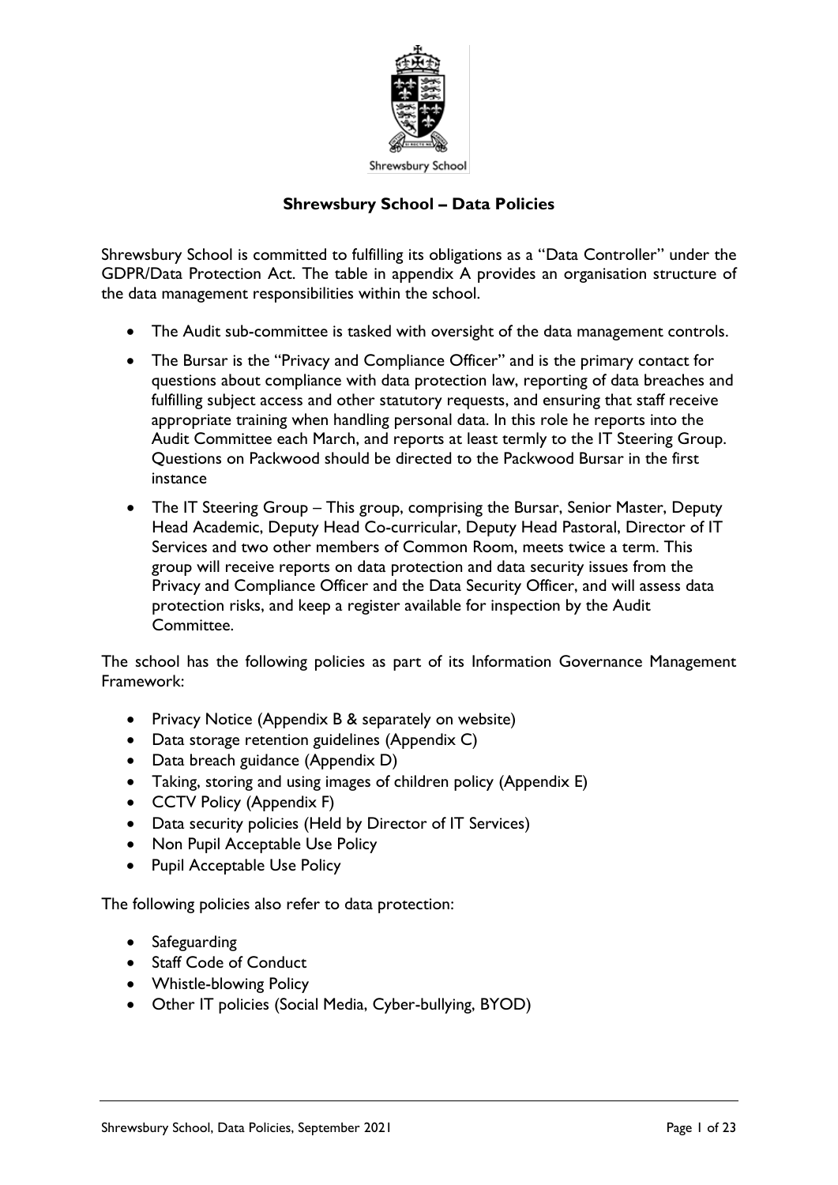Shrewsbury School

# Shrewsbury School – Data Policies

Shrewsbury School is committed to fulfilling its obligations as a "Data Controller" under the GDPR/Data Protection Act. The table in appendix A provides an organisation structure of the data management responsibilities within the school.

- The Audit sub-committee is tasked with oversight of the data management controls.
- The Bursar is the "Privacy and Compliance Officer" and is the primary contact for questions about compliance with data protection law, reporting of data breaches and fulfilling subject access and other statutory requests, and ensuring that staff receive appropriate training when handling personal data. In this role he reports into the Audit Committee each March, and reports at least termly to the IT Steering Group. Questions on Packwood should be directed to the Packwood Bursar in the first instance
- The IT Steering Group – This group, comprising the Bursar, Senior Master, Deputy Head Academic, Deputy Head Co-curricular, Deputy Head Pastoral, Director of IT Services and two other members of Common Room, meets twice a term. This group will receive reports on data protection and data security issues from the Privacy and Compliance Officer and the Data Security Officer, and will assess data protection risks, and keep a register available for inspection by the Audit Committee.

The school has the following policies as part of its Information Governance Management Framework:

- Privacy Notice (Appendix B & separately on website)
- Data storage retention guidelines (Appendix C)
- Data breach guidance (Appendix D)
- Taking, storing and using images of children policy (Appendix E)
- CCTV Policy (Appendix F)
- Data security policies (Held by Director of IT Services)
- Non Pupil Acceptable Use Policy
- Pupil Acceptable Use Policy

The following policies also refer to data protection:

- Safeguarding
- Staff Code of Conduct
- Whistle-blowing Policy
- Other IT policies (Social Media, Cyber-bullying, BYOD)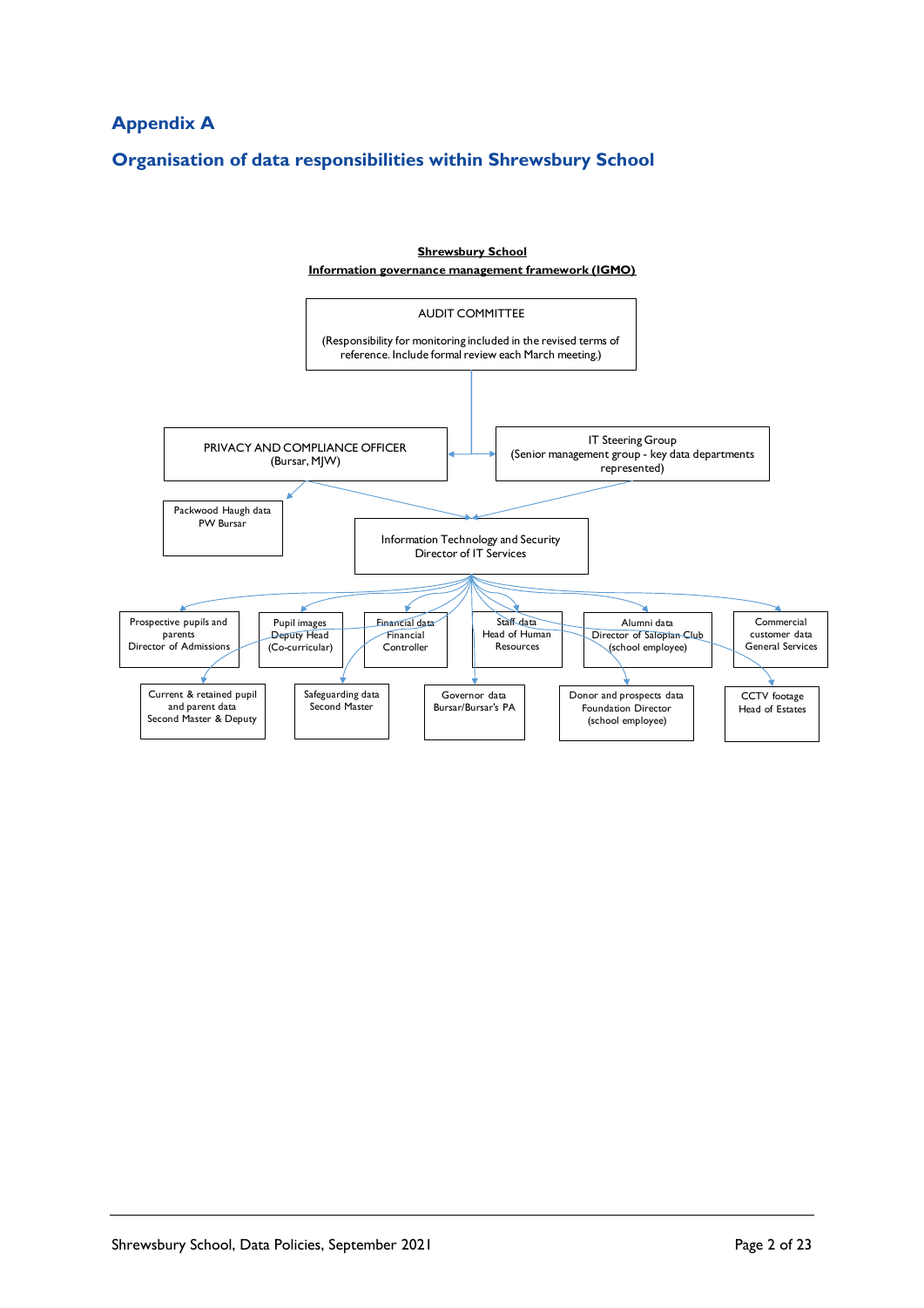# Appendix A

## Organisation of data responsibilities within Shrewsbury School

**Shrewsbury School**
**Information governance management framework (IGMO)**

AUDIT COMMITTEE

(Responsibility for monitoring included in the revised terms of reference. Include formal review each March meeting.)

PRIVACY AND COMPLIANCE OFFICER
(Bursar, MJW)

IT Steering Group
(Senior management group - key data departments represented)

Packwood Haugh data
PW Bursar

Information Technology and Security
Director of IT Services

Prospective pupils and parents
Director of Admissions

Pupil images
Deputy Head
(Co-curricular)

Financial data
Financial Controller

Staff data
Head of Human Resources

Alumni data
Director of Salopian Club
(school employee)

Commercial customer data
General Services

Current & retained pupil and parent data
Second Master & Deputy

Safeguarding data
Second Master

Governor data
Bursar/Bursar's PA

Donor and prospects data
Foundation Director
(school employee)

CCTV footage
Head of Estates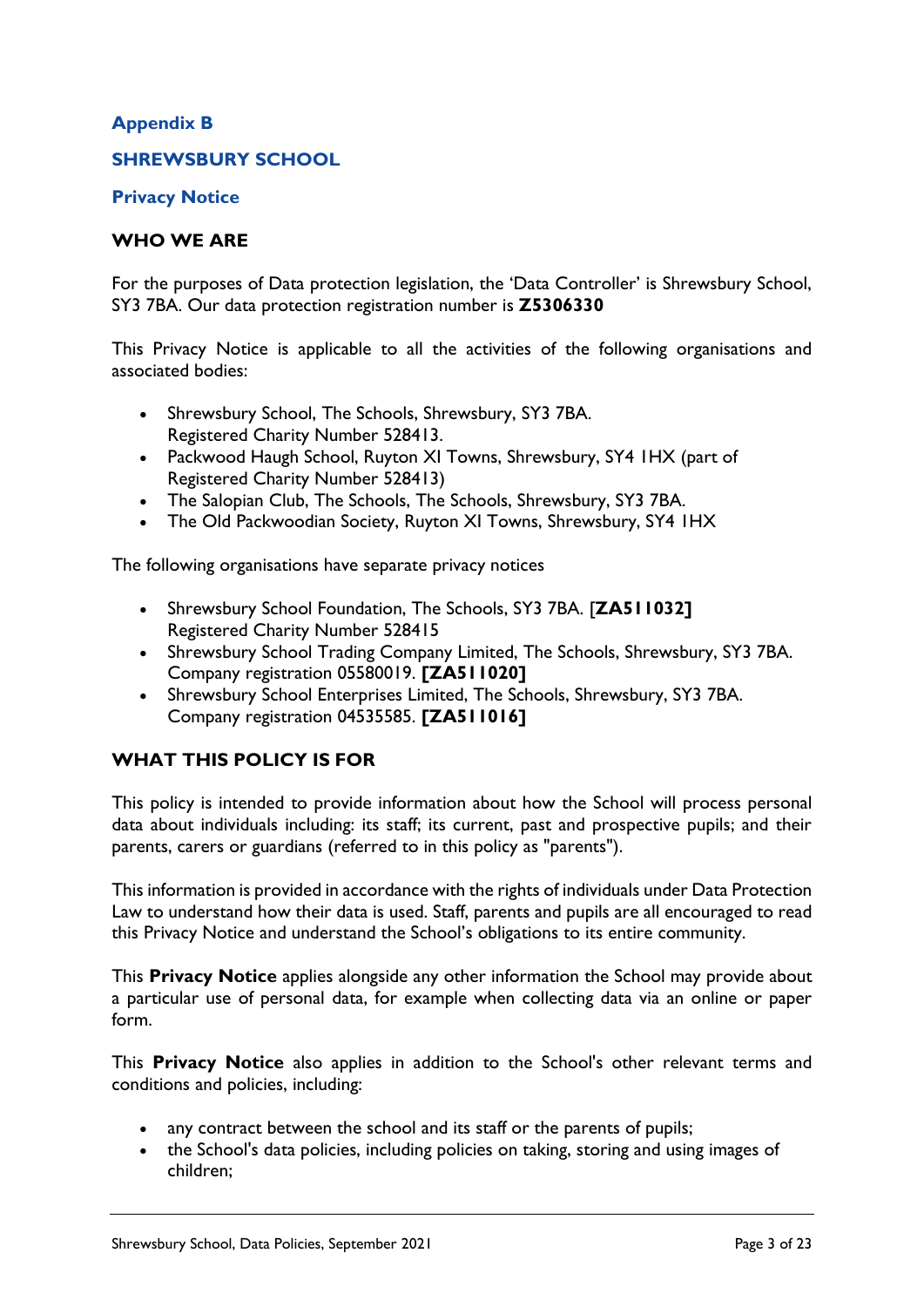## Appendix B

## SHREWSBURY SCHOOL

### Privacy Notice

### WHO WE ARE

For the purposes of Data protection legislation, the 'Data Controller' is Shrewsbury School, SY3 7BA. Our data protection registration number is **Z5306330**

This Privacy Notice is applicable to all the activities of the following organisations and associated bodies:

- Shrewsbury School, The Schools, Shrewsbury, SY3 7BA.
  Registered Charity Number 528413.
- Packwood Haugh School, Ruyton XI Towns, Shrewsbury, SY4 1HX (part of Registered Charity Number 528413)
- The Salopian Club, The Schools, The Schools, Shrewsbury, SY3 7BA.
- The Old Packwoodian Society, Ruyton XI Towns, Shrewsbury, SY4 1HX

The following organisations have separate privacy notices

- Shrewsbury School Foundation, The Schools, SY3 7BA. [**ZA511032]**
  Registered Charity Number 528415
- Shrewsbury School Trading Company Limited, The Schools, Shrewsbury, SY3 7BA. Company registration 05580019. **[ZA511020]**
- Shrewsbury School Enterprises Limited, The Schools, Shrewsbury, SY3 7BA. Company registration 04535585. **[ZA511016]**

### WHAT THIS POLICY IS FOR

This policy is intended to provide information about how the School will process personal data about individuals including: its staff; its current, past and prospective pupils; and their parents, carers or guardians (referred to in this policy as "parents").

This information is provided in accordance with the rights of individuals under Data Protection Law to understand how their data is used. Staff, parents and pupils are all encouraged to read this Privacy Notice and understand the School's obligations to its entire community.

This **Privacy Notice** applies alongside any other information the School may provide about a particular use of personal data, for example when collecting data via an online or paper form.

This **Privacy Notice** also applies in addition to the School's other relevant terms and conditions and policies, including:

- any contract between the school and its staff or the parents of pupils;
- the School's data policies, including policies on taking, storing and using images of children;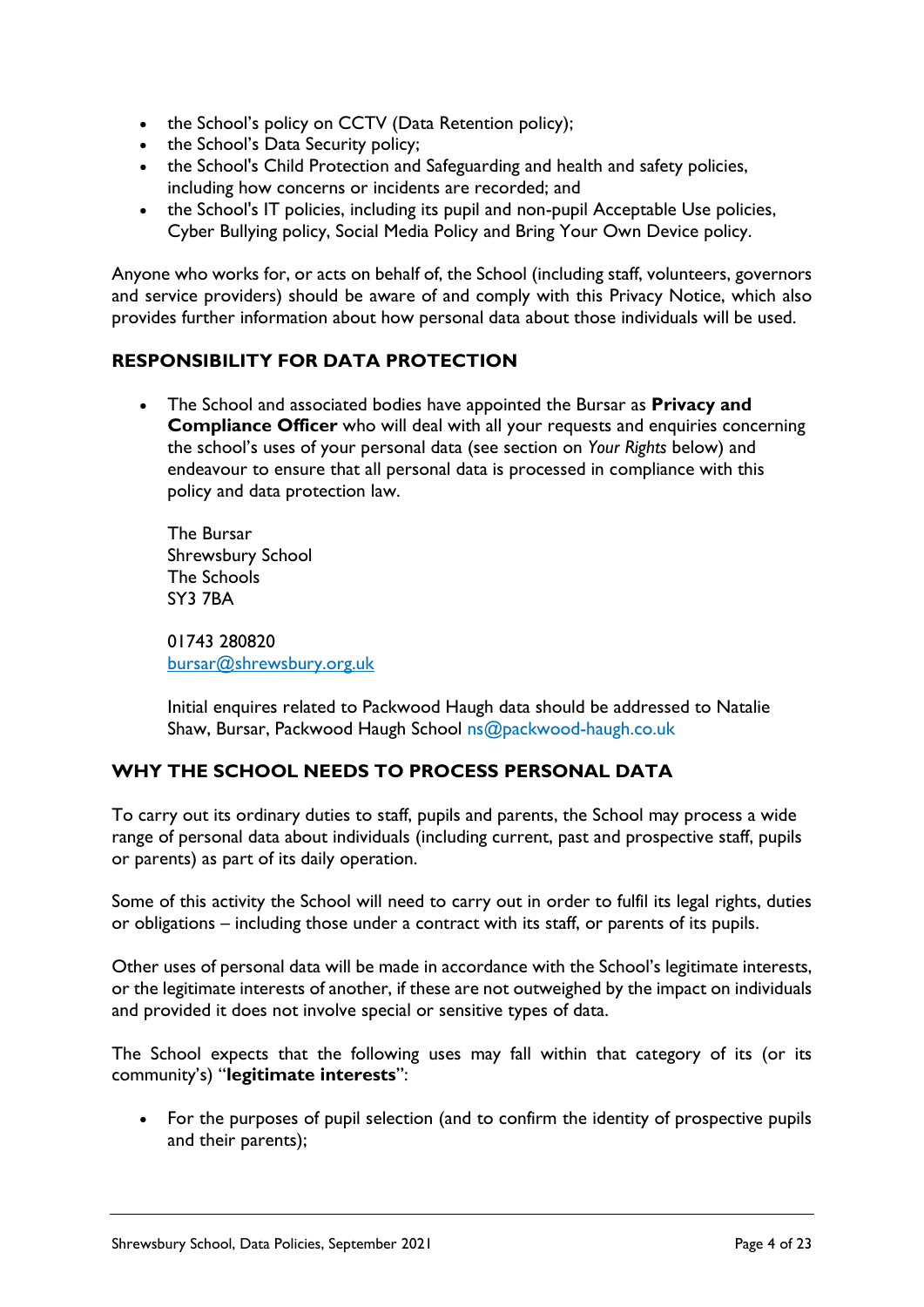- the School's policy on CCTV (Data Retention policy);
- the School's Data Security policy;
- the School's Child Protection and Safeguarding and health and safety policies, including how concerns or incidents are recorded; and
- the School's IT policies, including its pupil and non-pupil Acceptable Use policies, Cyber Bullying policy, Social Media Policy and Bring Your Own Device policy.

Anyone who works for, or acts on behalf of, the School (including staff, volunteers, governors and service providers) should be aware of and comply with this Privacy Notice, which also provides further information about how personal data about those individuals will be used.

## RESPONSIBILITY FOR DATA PROTECTION

- The School and associated bodies have appointed the Bursar as **Privacy and Compliance Officer** who will deal with all your requests and enquiries concerning the school's uses of your personal data (see section on *Your Rights* below) and endeavour to ensure that all personal data is processed in compliance with this policy and data protection law.

  The Bursar
  Shrewsbury School
  The Schools
  SY3 7BA

  01743 280820
  bursar@shrewsbury.org.uk

  Initial enquires related to Packwood Haugh data should be addressed to Natalie Shaw, Bursar, Packwood Haugh School ns@packwood-haugh.co.uk

## WHY THE SCHOOL NEEDS TO PROCESS PERSONAL DATA

To carry out its ordinary duties to staff, pupils and parents, the School may process a wide range of personal data about individuals (including current, past and prospective staff, pupils or parents) as part of its daily operation.

Some of this activity the School will need to carry out in order to fulfil its legal rights, duties or obligations – including those under a contract with its staff, or parents of its pupils.

Other uses of personal data will be made in accordance with the School's legitimate interests, or the legitimate interests of another, if these are not outweighed by the impact on individuals and provided it does not involve special or sensitive types of data.

The School expects that the following uses may fall within that category of its (or its community's) "**legitimate interests**":

- For the purposes of pupil selection (and to confirm the identity of prospective pupils and their parents);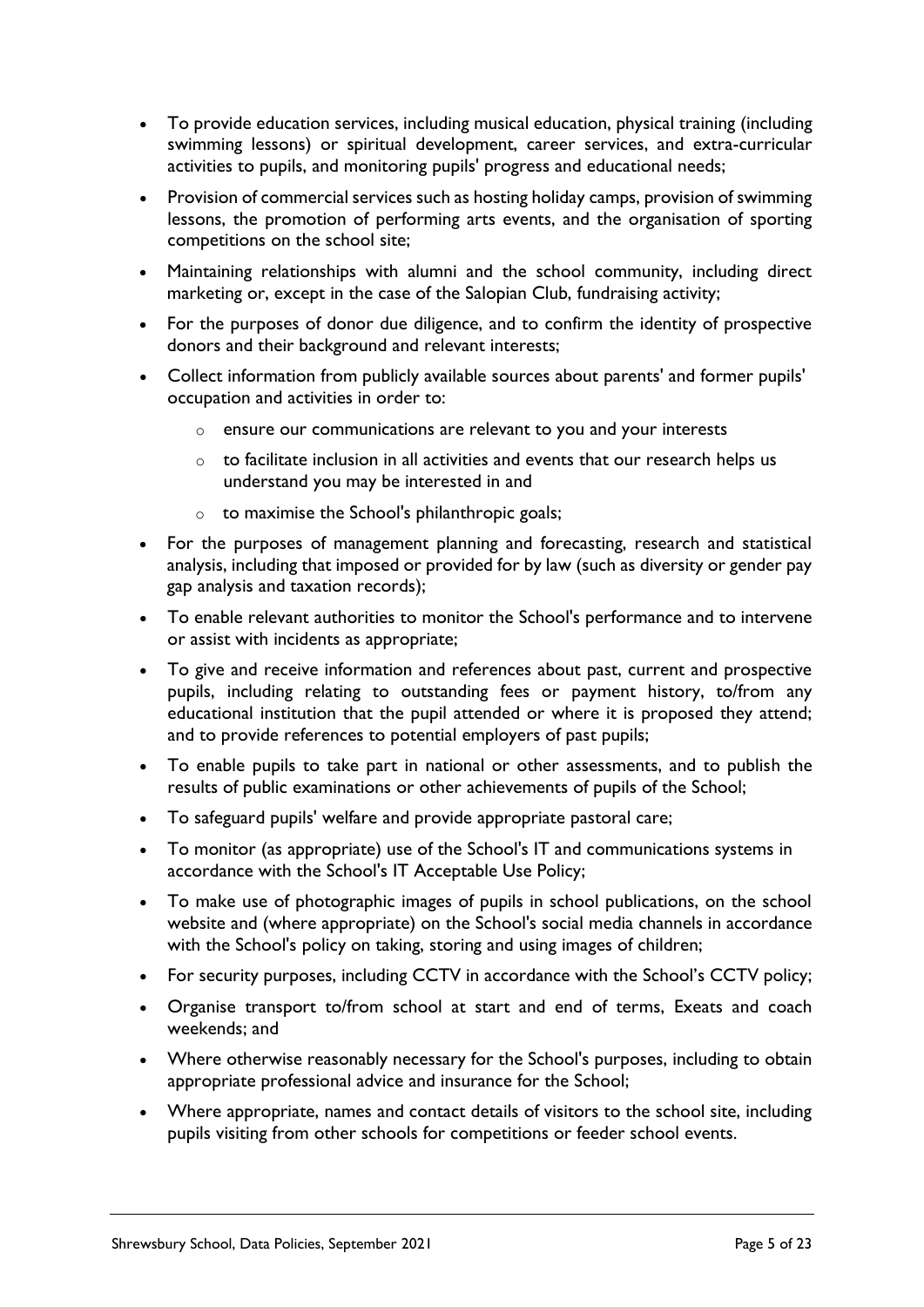- To provide education services, including musical education, physical training (including swimming lessons) or spiritual development, career services, and extra-curricular activities to pupils, and monitoring pupils' progress and educational needs;
- Provision of commercial services such as hosting holiday camps, provision of swimming lessons, the promotion of performing arts events, and the organisation of sporting competitions on the school site;
- Maintaining relationships with alumni and the school community, including direct marketing or, except in the case of the Salopian Club, fundraising activity;
- For the purposes of donor due diligence, and to confirm the identity of prospective donors and their background and relevant interests;
- Collect information from publicly available sources about parents' and former pupils' occupation and activities in order to:
  - ensure our communications are relevant to you and your interests
  - to facilitate inclusion in all activities and events that our research helps us understand you may be interested in and
  - to maximise the School's philanthropic goals;
- For the purposes of management planning and forecasting, research and statistical analysis, including that imposed or provided for by law (such as diversity or gender pay gap analysis and taxation records);
- To enable relevant authorities to monitor the School's performance and to intervene or assist with incidents as appropriate;
- To give and receive information and references about past, current and prospective pupils, including relating to outstanding fees or payment history, to/from any educational institution that the pupil attended or where it is proposed they attend; and to provide references to potential employers of past pupils;
- To enable pupils to take part in national or other assessments, and to publish the results of public examinations or other achievements of pupils of the School;
- To safeguard pupils' welfare and provide appropriate pastoral care;
- To monitor (as appropriate) use of the School's IT and communications systems in accordance with the School's IT Acceptable Use Policy;
- To make use of photographic images of pupils in school publications, on the school website and (where appropriate) on the School's social media channels in accordance with the School's policy on taking, storing and using images of children;
- For security purposes, including CCTV in accordance with the School's CCTV policy;
- Organise transport to/from school at start and end of terms, Exeats and coach weekends; and
- Where otherwise reasonably necessary for the School's purposes, including to obtain appropriate professional advice and insurance for the School;
- Where appropriate, names and contact details of visitors to the school site, including pupils visiting from other schools for competitions or feeder school events.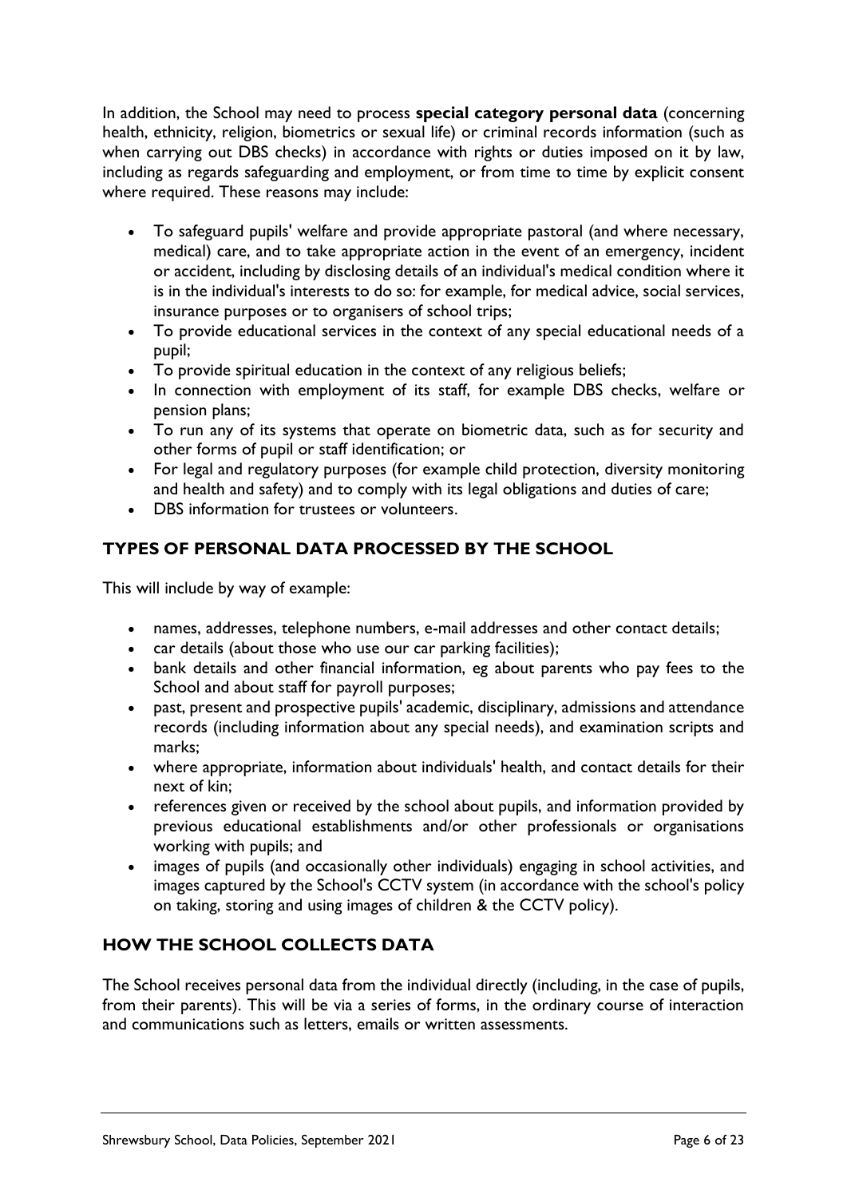In addition, the School may need to process **special category personal data** (concerning health, ethnicity, religion, biometrics or sexual life) or criminal records information (such as when carrying out DBS checks) in accordance with rights or duties imposed on it by law, including as regards safeguarding and employment, or from time to time by explicit consent where required. These reasons may include:

- To safeguard pupils' welfare and provide appropriate pastoral (and where necessary, medical) care, and to take appropriate action in the event of an emergency, incident or accident, including by disclosing details of an individual's medical condition where it is in the individual's interests to do so: for example, for medical advice, social services, insurance purposes or to organisers of school trips;
- To provide educational services in the context of any special educational needs of a pupil;
- To provide spiritual education in the context of any religious beliefs;
- In connection with employment of its staff, for example DBS checks, welfare or pension plans;
- To run any of its systems that operate on biometric data, such as for security and other forms of pupil or staff identification; or
- For legal and regulatory purposes (for example child protection, diversity monitoring and health and safety) and to comply with its legal obligations and duties of care;
- DBS information for trustees or volunteers.

## TYPES OF PERSONAL DATA PROCESSED BY THE SCHOOL

This will include by way of example:

- names, addresses, telephone numbers, e-mail addresses and other contact details;
- car details (about those who use our car parking facilities);
- bank details and other financial information, eg about parents who pay fees to the School and about staff for payroll purposes;
- past, present and prospective pupils' academic, disciplinary, admissions and attendance records (including information about any special needs), and examination scripts and marks;
- where appropriate, information about individuals' health, and contact details for their next of kin;
- references given or received by the school about pupils, and information provided by previous educational establishments and/or other professionals or organisations working with pupils; and
- images of pupils (and occasionally other individuals) engaging in school activities, and images captured by the School's CCTV system (in accordance with the school's policy on taking, storing and using images of children & the CCTV policy).

## HOW THE SCHOOL COLLECTS DATA

The School receives personal data from the individual directly (including, in the case of pupils, from their parents). This will be via a series of forms, in the ordinary course of interaction and communications such as letters, emails or written assessments.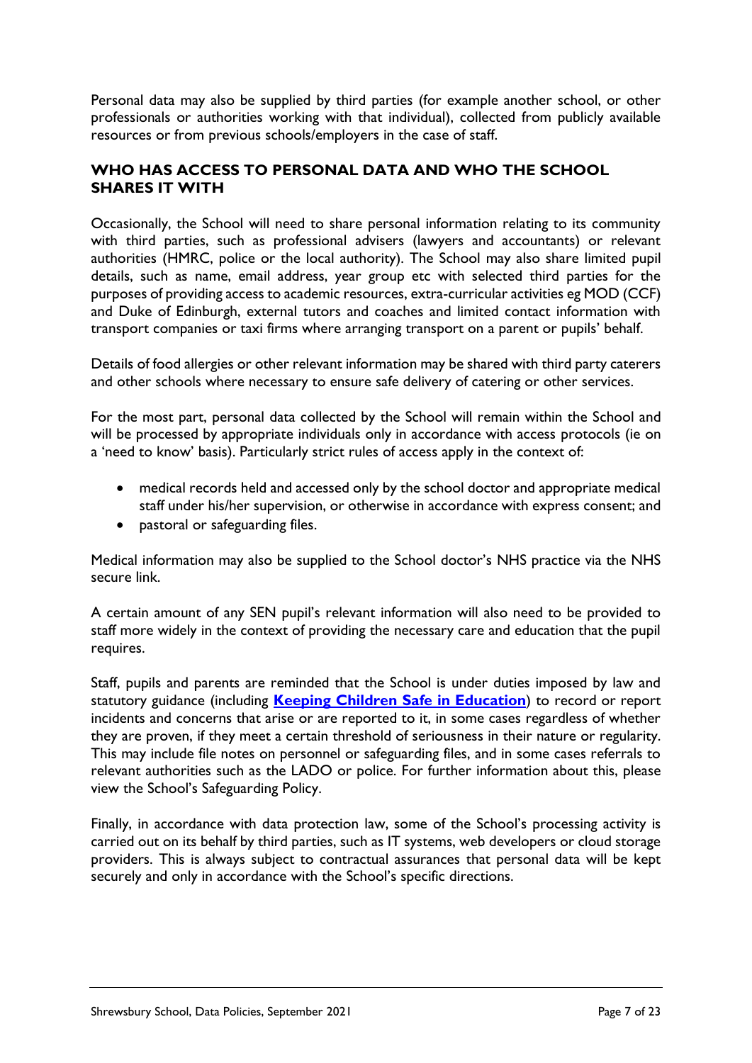Personal data may also be supplied by third parties (for example another school, or other professionals or authorities working with that individual), collected from publicly available resources or from previous schools/employers in the case of staff.

## WHO HAS ACCESS TO PERSONAL DATA AND WHO THE SCHOOL SHARES IT WITH

Occasionally, the School will need to share personal information relating to its community with third parties, such as professional advisers (lawyers and accountants) or relevant authorities (HMRC, police or the local authority). The School may also share limited pupil details, such as name, email address, year group etc with selected third parties for the purposes of providing access to academic resources, extra-curricular activities eg MOD (CCF) and Duke of Edinburgh, external tutors and coaches and limited contact information with transport companies or taxi firms where arranging transport on a parent or pupils' behalf.

Details of food allergies or other relevant information may be shared with third party caterers and other schools where necessary to ensure safe delivery of catering or other services.

For the most part, personal data collected by the School will remain within the School and will be processed by appropriate individuals only in accordance with access protocols (ie on a 'need to know' basis). Particularly strict rules of access apply in the context of:

- medical records held and accessed only by the school doctor and appropriate medical staff under his/her supervision, or otherwise in accordance with express consent; and
- pastoral or safeguarding files.

Medical information may also be supplied to the School doctor's NHS practice via the NHS secure link.

A certain amount of any SEN pupil's relevant information will also need to be provided to staff more widely in the context of providing the necessary care and education that the pupil requires.

Staff, pupils and parents are reminded that the School is under duties imposed by law and statutory guidance (including **Keeping Children Safe in Education**) to record or report incidents and concerns that arise or are reported to it, in some cases regardless of whether they are proven, if they meet a certain threshold of seriousness in their nature or regularity. This may include file notes on personnel or safeguarding files, and in some cases referrals to relevant authorities such as the LADO or police. For further information about this, please view the School's Safeguarding Policy.

Finally, in accordance with data protection law, some of the School's processing activity is carried out on its behalf by third parties, such as IT systems, web developers or cloud storage providers. This is always subject to contractual assurances that personal data will be kept securely and only in accordance with the School's specific directions.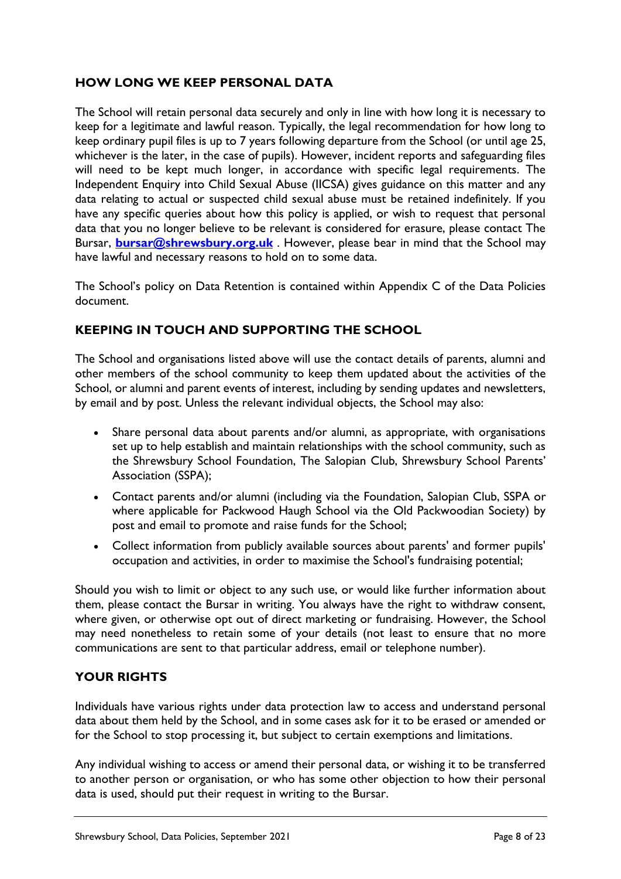## HOW LONG WE KEEP PERSONAL DATA

The School will retain personal data securely and only in line with how long it is necessary to keep for a legitimate and lawful reason. Typically, the legal recommendation for how long to keep ordinary pupil files is up to 7 years following departure from the School (or until age 25, whichever is the later, in the case of pupils). However, incident reports and safeguarding files will need to be kept much longer, in accordance with specific legal requirements. The Independent Enquiry into Child Sexual Abuse (IICSA) gives guidance on this matter and any data relating to actual or suspected child sexual abuse must be retained indefinitely. If you have any specific queries about how this policy is applied, or wish to request that personal data that you no longer believe to be relevant is considered for erasure, please contact The Bursar, **bursar@shrewsbury.org.uk** . However, please bear in mind that the School may have lawful and necessary reasons to hold on to some data.

The School's policy on Data Retention is contained within Appendix C of the Data Policies document.

## KEEPING IN TOUCH AND SUPPORTING THE SCHOOL

The School and organisations listed above will use the contact details of parents, alumni and other members of the school community to keep them updated about the activities of the School, or alumni and parent events of interest, including by sending updates and newsletters, by email and by post. Unless the relevant individual objects, the School may also:

- Share personal data about parents and/or alumni, as appropriate, with organisations set up to help establish and maintain relationships with the school community, such as the Shrewsbury School Foundation, The Salopian Club, Shrewsbury School Parents' Association (SSPA);
- Contact parents and/or alumni (including via the Foundation, Salopian Club, SSPA or where applicable for Packwood Haugh School via the Old Packwoodian Society) by post and email to promote and raise funds for the School;
- Collect information from publicly available sources about parents' and former pupils' occupation and activities, in order to maximise the School's fundraising potential;

Should you wish to limit or object to any such use, or would like further information about them, please contact the Bursar in writing. You always have the right to withdraw consent, where given, or otherwise opt out of direct marketing or fundraising. However, the School may need nonetheless to retain some of your details (not least to ensure that no more communications are sent to that particular address, email or telephone number).

## YOUR RIGHTS

Individuals have various rights under data protection law to access and understand personal data about them held by the School, and in some cases ask for it to be erased or amended or for the School to stop processing it, but subject to certain exemptions and limitations.

Any individual wishing to access or amend their personal data, or wishing it to be transferred to another person or organisation, or who has some other objection to how their personal data is used, should put their request in writing to the Bursar.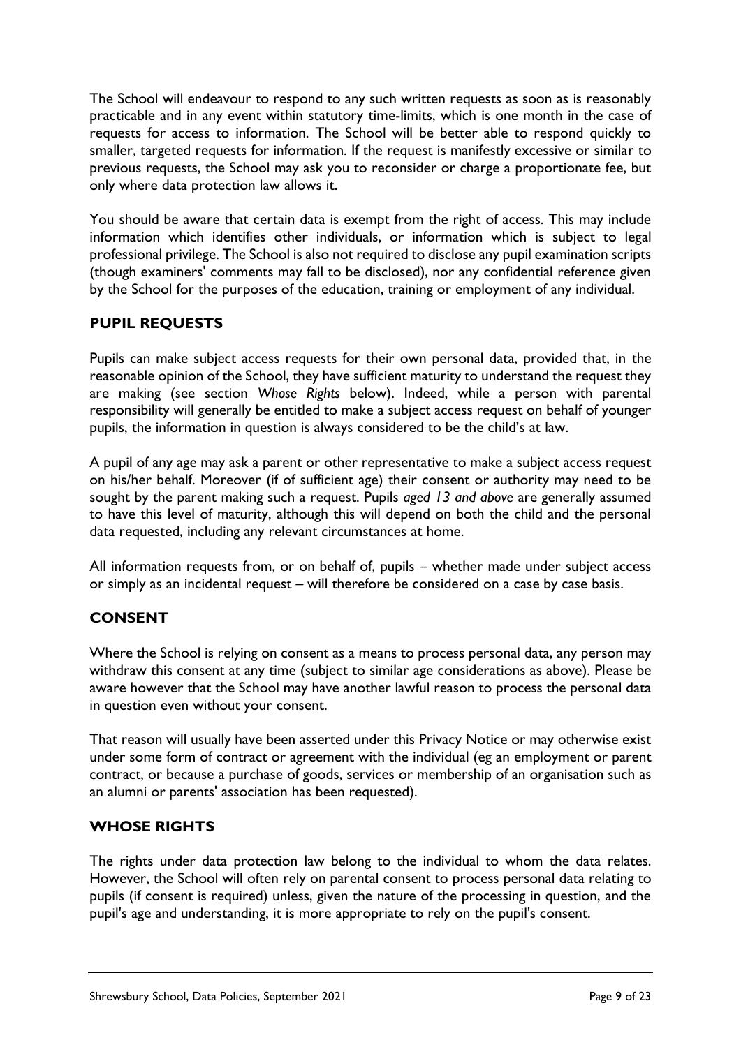The School will endeavour to respond to any such written requests as soon as is reasonably practicable and in any event within statutory time-limits, which is one month in the case of requests for access to information. The School will be better able to respond quickly to smaller, targeted requests for information. If the request is manifestly excessive or similar to previous requests, the School may ask you to reconsider or charge a proportionate fee, but only where data protection law allows it.

You should be aware that certain data is exempt from the right of access. This may include information which identifies other individuals, or information which is subject to legal professional privilege. The School is also not required to disclose any pupil examination scripts (though examiners' comments may fall to be disclosed), nor any confidential reference given by the School for the purposes of the education, training or employment of any individual.

## PUPIL REQUESTS

Pupils can make subject access requests for their own personal data, provided that, in the reasonable opinion of the School, they have sufficient maturity to understand the request they are making (see section *Whose Rights* below). Indeed, while a person with parental responsibility will generally be entitled to make a subject access request on behalf of younger pupils, the information in question is always considered to be the child's at law.

A pupil of any age may ask a parent or other representative to make a subject access request on his/her behalf. Moreover (if of sufficient age) their consent or authority may need to be sought by the parent making such a request. Pupils *aged 13 and above* are generally assumed to have this level of maturity, although this will depend on both the child and the personal data requested, including any relevant circumstances at home.

All information requests from, or on behalf of, pupils – whether made under subject access or simply as an incidental request – will therefore be considered on a case by case basis.

## CONSENT

Where the School is relying on consent as a means to process personal data, any person may withdraw this consent at any time (subject to similar age considerations as above). Please be aware however that the School may have another lawful reason to process the personal data in question even without your consent.

That reason will usually have been asserted under this Privacy Notice or may otherwise exist under some form of contract or agreement with the individual (eg an employment or parent contract, or because a purchase of goods, services or membership of an organisation such as an alumni or parents' association has been requested).

## WHOSE RIGHTS

The rights under data protection law belong to the individual to whom the data relates. However, the School will often rely on parental consent to process personal data relating to pupils (if consent is required) unless, given the nature of the processing in question, and the pupil's age and understanding, it is more appropriate to rely on the pupil's consent.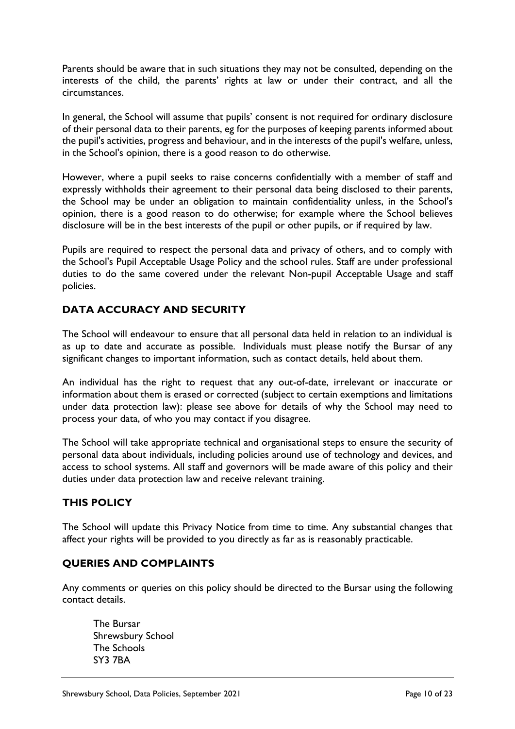Parents should be aware that in such situations they may not be consulted, depending on the interests of the child, the parents' rights at law or under their contract, and all the circumstances.

In general, the School will assume that pupils' consent is not required for ordinary disclosure of their personal data to their parents, eg for the purposes of keeping parents informed about the pupil's activities, progress and behaviour, and in the interests of the pupil's welfare, unless, in the School's opinion, there is a good reason to do otherwise.

However, where a pupil seeks to raise concerns confidentially with a member of staff and expressly withholds their agreement to their personal data being disclosed to their parents, the School may be under an obligation to maintain confidentiality unless, in the School's opinion, there is a good reason to do otherwise; for example where the School believes disclosure will be in the best interests of the pupil or other pupils, or if required by law.

Pupils are required to respect the personal data and privacy of others, and to comply with the School's Pupil Acceptable Usage Policy and the school rules. Staff are under professional duties to do the same covered under the relevant Non-pupil Acceptable Usage and staff policies.

## DATA ACCURACY AND SECURITY

The School will endeavour to ensure that all personal data held in relation to an individual is as up to date and accurate as possible. Individuals must please notify the Bursar of any significant changes to important information, such as contact details, held about them.

An individual has the right to request that any out-of-date, irrelevant or inaccurate or information about them is erased or corrected (subject to certain exemptions and limitations under data protection law): please see above for details of why the School may need to process your data, of who you may contact if you disagree.

The School will take appropriate technical and organisational steps to ensure the security of personal data about individuals, including policies around use of technology and devices, and access to school systems. All staff and governors will be made aware of this policy and their duties under data protection law and receive relevant training.

## THIS POLICY

The School will update this Privacy Notice from time to time. Any substantial changes that affect your rights will be provided to you directly as far as is reasonably practicable.

## QUERIES AND COMPLAINTS

Any comments or queries on this policy should be directed to the Bursar using the following contact details.

The Bursar  
Shrewsbury School  
The Schools  
SY3 7BA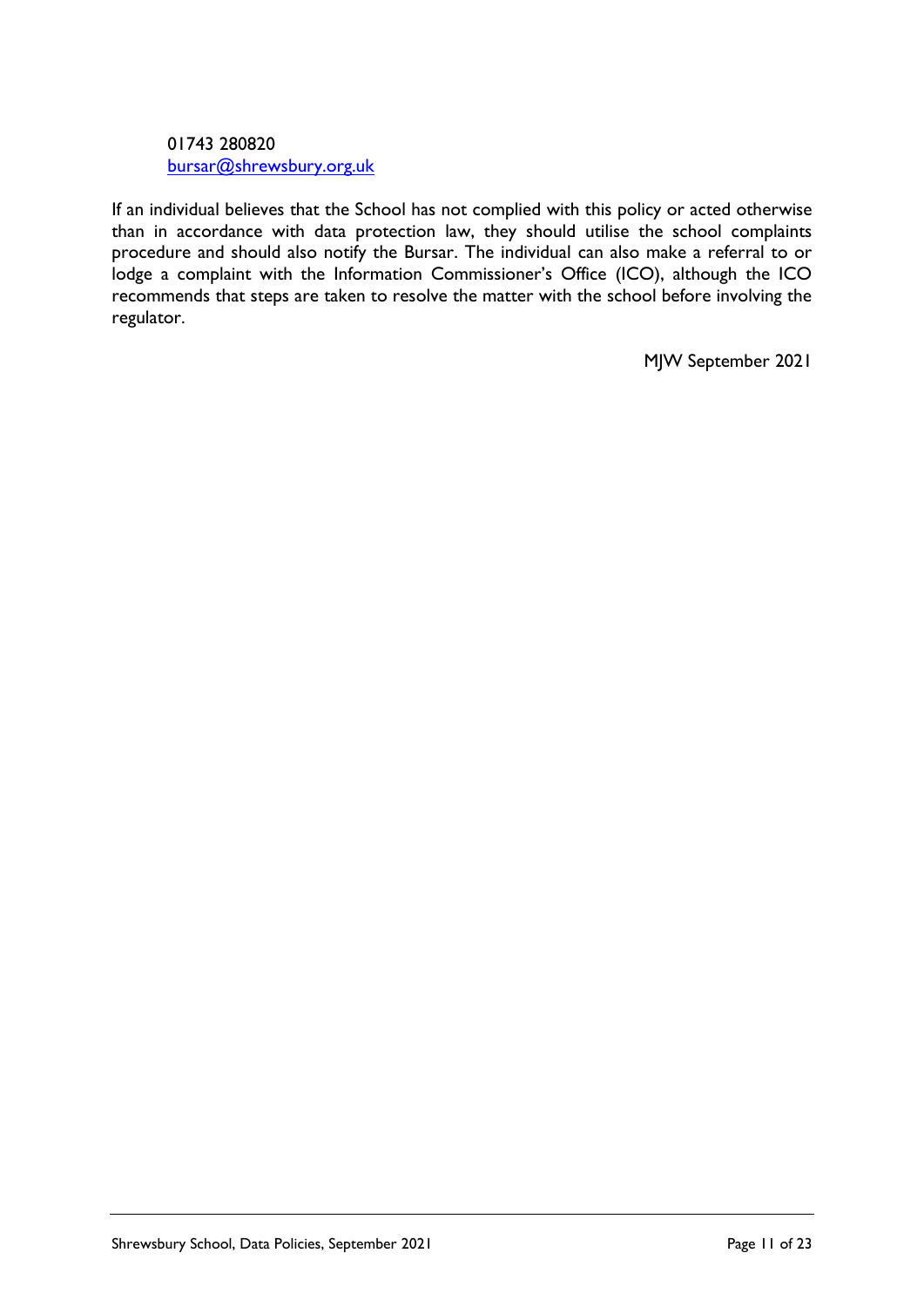01743 280820
bursar@shrewsbury.org.uk

If an individual believes that the School has not complied with this policy or acted otherwise than in accordance with data protection law, they should utilise the school complaints procedure and should also notify the Bursar. The individual can also make a referral to or lodge a complaint with the Information Commissioner's Office (ICO), although the ICO recommends that steps are taken to resolve the matter with the school before involving the regulator.

MJW September 2021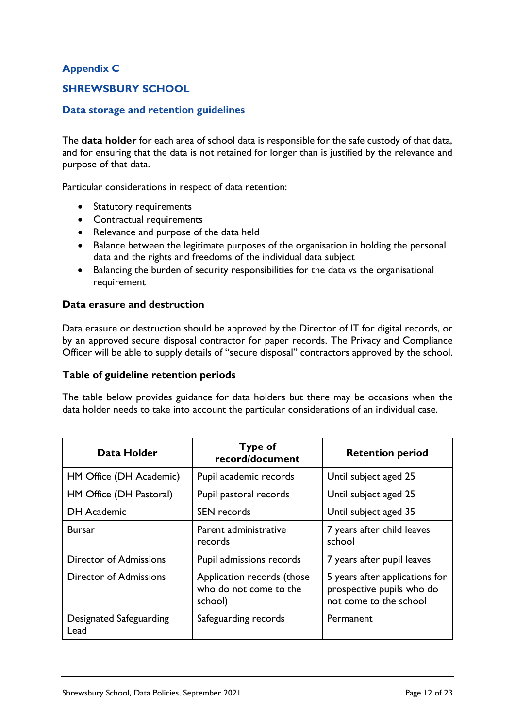## Appendix C

## SHREWSBURY SCHOOL

### Data storage and retention guidelines

The **data holder** for each area of school data is responsible for the safe custody of that data, and for ensuring that the data is not retained for longer than is justified by the relevance and purpose of that data.

Particular considerations in respect of data retention:

- Statutory requirements
- Contractual requirements
- Relevance and purpose of the data held
- Balance between the legitimate purposes of the organisation in holding the personal data and the rights and freedoms of the individual data subject
- Balancing the burden of security responsibilities for the data vs the organisational requirement

**Data erasure and destruction**

Data erasure or destruction should be approved by the Director of IT for digital records, or by an approved secure disposal contractor for paper records. The Privacy and Compliance Officer will be able to supply details of "secure disposal" contractors approved by the school.

**Table of guideline retention periods**

The table below provides guidance for data holders but there may be occasions when the data holder needs to take into account the particular considerations of an individual case.

| Data Holder | Type of record/document | Retention period |
|---|---|---|
| HM Office (DH Academic) | Pupil academic records | Until subject aged 25 |
| HM Office (DH Pastoral) | Pupil pastoral records | Until subject aged 25 |
| DH Academic | SEN records | Until subject aged 35 |
| Bursar | Parent administrative records | 7 years after child leaves school |
| Director of Admissions | Pupil admissions records | 7 years after pupil leaves |
| Director of Admissions | Application records (those who do not come to the school) | 5 years after applications for prospective pupils who do not come to the school |
| Designated Safeguarding Lead | Safeguarding records | Permanent |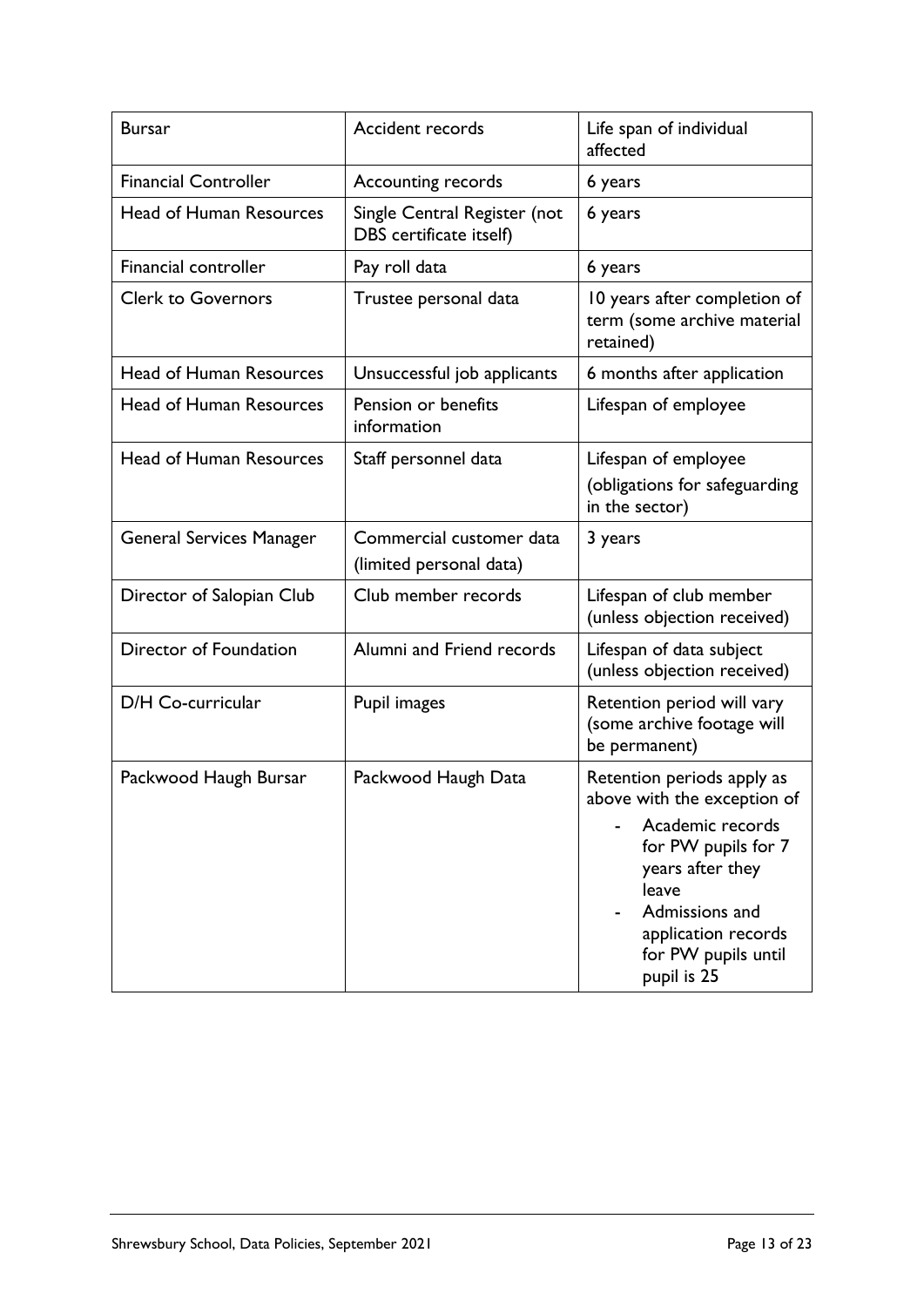| Bursar | Accident records | Life span of individual affected |
|---|---|---|
| Financial Controller | Accounting records | 6 years |
| Head of Human Resources | Single Central Register (not DBS certificate itself) | 6 years |
| Financial controller | Pay roll data | 6 years |
| Clerk to Governors | Trustee personal data | 10 years after completion of term (some archive material retained) |
| Head of Human Resources | Unsuccessful job applicants | 6 months after application |
| Head of Human Resources | Pension or benefits information | Lifespan of employee |
| Head of Human Resources | Staff personnel data | Lifespan of employee (obligations for safeguarding in the sector) |
| General Services Manager | Commercial customer data (limited personal data) | 3 years |
| Director of Salopian Club | Club member records | Lifespan of club member (unless objection received) |
| Director of Foundation | Alumni and Friend records | Lifespan of data subject (unless objection received) |
| D/H Co-curricular | Pupil images | Retention period will vary (some archive footage will be permanent) |
| Packwood Haugh Bursar | Packwood Haugh Data | Retention periods apply as above with the exception of <br>- Academic records for PW pupils for 7 years after they leave <br>- Admissions and application records for PW pupils until pupil is 25 |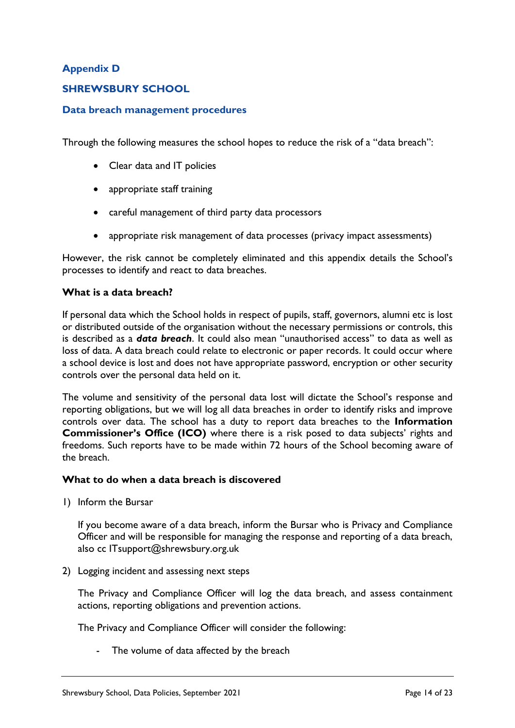## Appendix D

## SHREWSBURY SCHOOL

### Data breach management procedures

Through the following measures the school hopes to reduce the risk of a "data breach":

- Clear data and IT policies
- appropriate staff training
- careful management of third party data processors
- appropriate risk management of data processes (privacy impact assessments)

However, the risk cannot be completely eliminated and this appendix details the School's processes to identify and react to data breaches.

**What is a data breach?**

If personal data which the School holds in respect of pupils, staff, governors, alumni etc is lost or distributed outside of the organisation without the necessary permissions or controls, this is described as a ***data breach***. It could also mean "unauthorised access" to data as well as loss of data. A data breach could relate to electronic or paper records. It could occur where a school device is lost and does not have appropriate password, encryption or other security controls over the personal data held on it.

The volume and sensitivity of the personal data lost will dictate the School's response and reporting obligations, but we will log all data breaches in order to identify risks and improve controls over data. The school has a duty to report data breaches to the **Information Commissioner's Office (ICO)** where there is a risk posed to data subjects' rights and freedoms. Such reports have to be made within 72 hours of the School becoming aware of the breach.

**What to do when a data breach is discovered**

1) Inform the Bursar

   If you become aware of a data breach, inform the Bursar who is Privacy and Compliance Officer and will be responsible for managing the response and reporting of a data breach, also cc ITsupport@shrewsbury.org.uk

2) Logging incident and assessing next steps

   The Privacy and Compliance Officer will log the data breach, and assess containment actions, reporting obligations and prevention actions.

   The Privacy and Compliance Officer will consider the following:

   - The volume of data affected by the breach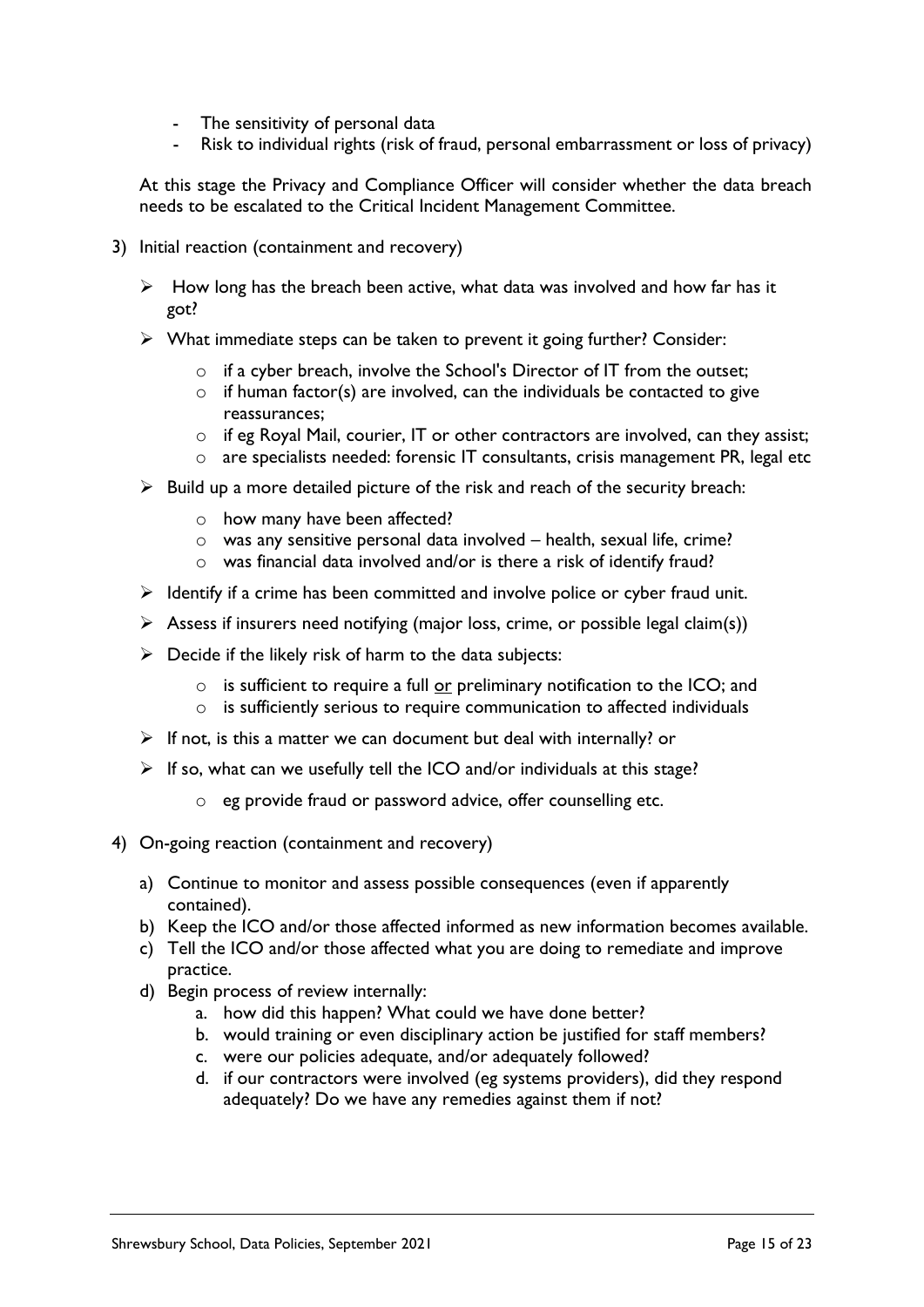- The sensitivity of personal data
- Risk to individual rights (risk of fraud, personal embarrassment or loss of privacy)

At this stage the Privacy and Compliance Officer will consider whether the data breach needs to be escalated to the Critical Incident Management Committee.

3) Initial reaction (containment and recovery)

   - How long has the breach been active, what data was involved and how far has it got?
   - What immediate steps can be taken to prevent it going further? Consider:
     - if a cyber breach, involve the School's Director of IT from the outset;
     - if human factor(s) are involved, can the individuals be contacted to give reassurances;
     - if eg Royal Mail, courier, IT or other contractors are involved, can they assist;
     - are specialists needed: forensic IT consultants, crisis management PR, legal etc
   - Build up a more detailed picture of the risk and reach of the security breach:
     - how many have been affected?
     - was any sensitive personal data involved – health, sexual life, crime?
     - was financial data involved and/or is there a risk of identify fraud?
   - Identify if a crime has been committed and involve police or cyber fraud unit.
   - Assess if insurers need notifying (major loss, crime, or possible legal claim(s))
   - Decide if the likely risk of harm to the data subjects:
     - is sufficient to require a full <u>or</u> preliminary notification to the ICO; and
     - is sufficiently serious to require communication to affected individuals
   - If not, is this a matter we can document but deal with internally? or
   - If so, what can we usefully tell the ICO and/or individuals at this stage?
     - eg provide fraud or password advice, offer counselling etc.

4) On-going reaction (containment and recovery)

   a) Continue to monitor and assess possible consequences (even if apparently contained).
   b) Keep the ICO and/or those affected informed as new information becomes available.
   c) Tell the ICO and/or those affected what you are doing to remediate and improve practice.
   d) Begin process of review internally:
      a. how did this happen? What could we have done better?
      b. would training or even disciplinary action be justified for staff members?
      c. were our policies adequate, and/or adequately followed?
      d. if our contractors were involved (eg systems providers), did they respond adequately? Do we have any remedies against them if not?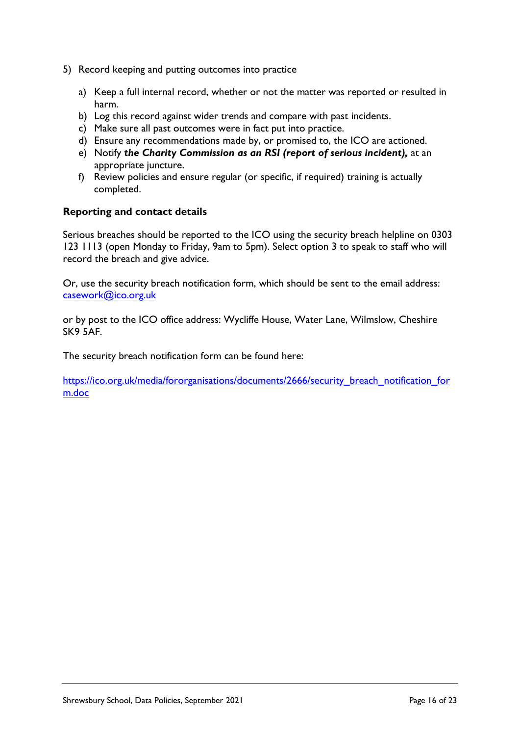5) Record keeping and putting outcomes into practice

    a) Keep a full internal record, whether or not the matter was reported or resulted in harm.
    b) Log this record against wider trends and compare with past incidents.
    c) Make sure all past outcomes were in fact put into practice.
    d) Ensure any recommendations made by, or promised to, the ICO are actioned.
    e) Notify ***the Charity Commission as an RSI (report of serious incident),*** at an appropriate juncture.
    f) Review policies and ensure regular (or specific, if required) training is actually completed.

**Reporting and contact details**

Serious breaches should be reported to the ICO using the security breach helpline on 0303 123 1113 (open Monday to Friday, 9am to 5pm). Select option 3 to speak to staff who will record the breach and give advice.

Or, use the security breach notification form, which should be sent to the email address: [casework@ico.org.uk](mailto:casework@ico.org.uk)

or by post to the ICO office address: Wycliffe House, Water Lane, Wilmslow, Cheshire SK9 5AF.

The security breach notification form can be found here:

[https://ico.org.uk/media/fororganisations/documents/2666/security_breach_notification_form.doc](https://ico.org.uk/media/fororganisations/documents/2666/security_breach_notification_form.doc)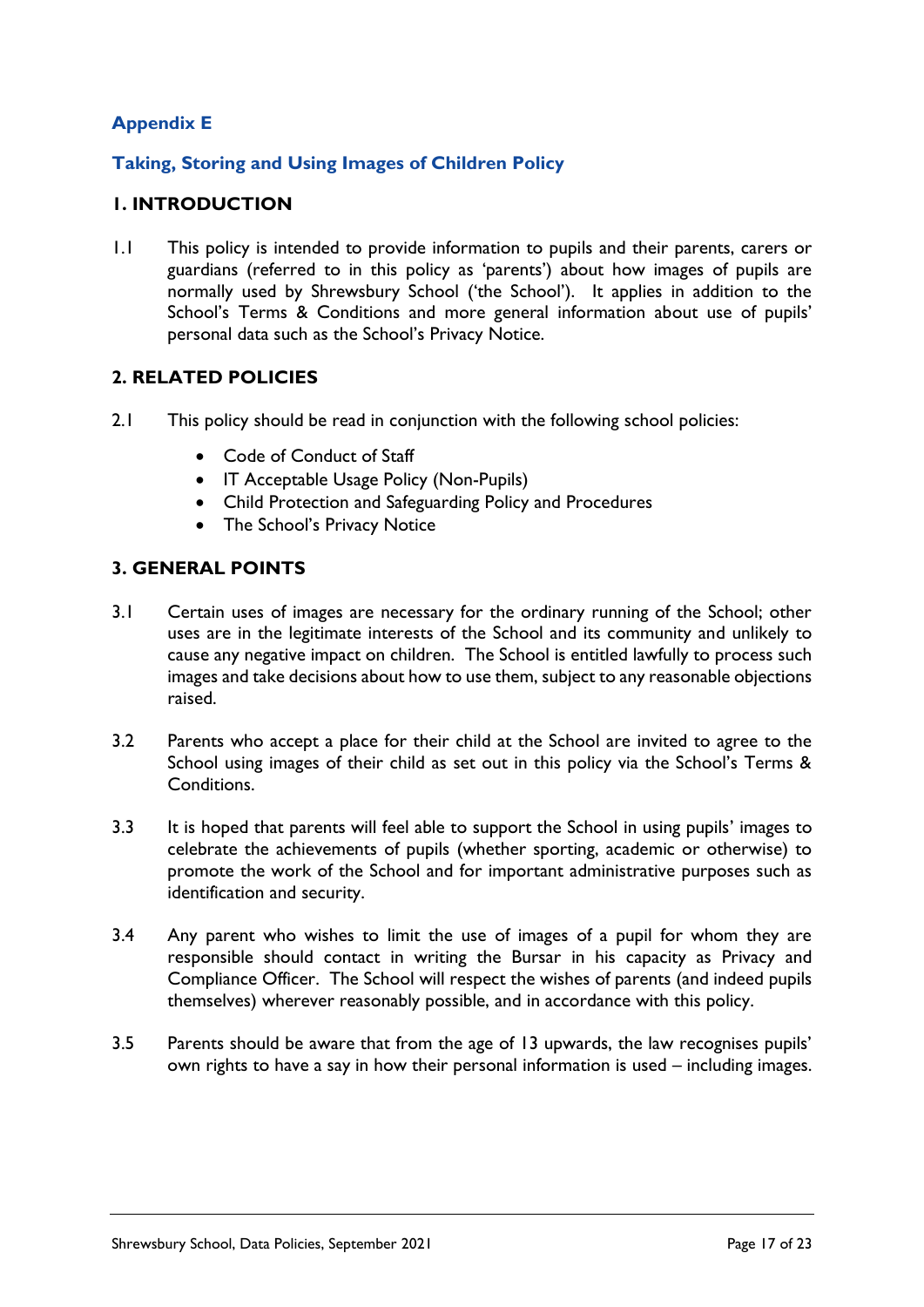## Appendix E

## Taking, Storing and Using Images of Children Policy

### 1. INTRODUCTION

1.1 This policy is intended to provide information to pupils and their parents, carers or guardians (referred to in this policy as 'parents') about how images of pupils are normally used by Shrewsbury School ('the School'). It applies in addition to the School's Terms & Conditions and more general information about use of pupils' personal data such as the School's Privacy Notice.

### 2. RELATED POLICIES

2.1 This policy should be read in conjunction with the following school policies:

- Code of Conduct of Staff
- IT Acceptable Usage Policy (Non-Pupils)
- Child Protection and Safeguarding Policy and Procedures
- The School's Privacy Notice

### 3. GENERAL POINTS

3.1 Certain uses of images are necessary for the ordinary running of the School; other uses are in the legitimate interests of the School and its community and unlikely to cause any negative impact on children. The School is entitled lawfully to process such images and take decisions about how to use them, subject to any reasonable objections raised.

3.2 Parents who accept a place for their child at the School are invited to agree to the School using images of their child as set out in this policy via the School's Terms & Conditions.

3.3 It is hoped that parents will feel able to support the School in using pupils' images to celebrate the achievements of pupils (whether sporting, academic or otherwise) to promote the work of the School and for important administrative purposes such as identification and security.

3.4 Any parent who wishes to limit the use of images of a pupil for whom they are responsible should contact in writing the Bursar in his capacity as Privacy and Compliance Officer. The School will respect the wishes of parents (and indeed pupils themselves) wherever reasonably possible, and in accordance with this policy.

3.5 Parents should be aware that from the age of 13 upwards, the law recognises pupils' own rights to have a say in how their personal information is used – including images.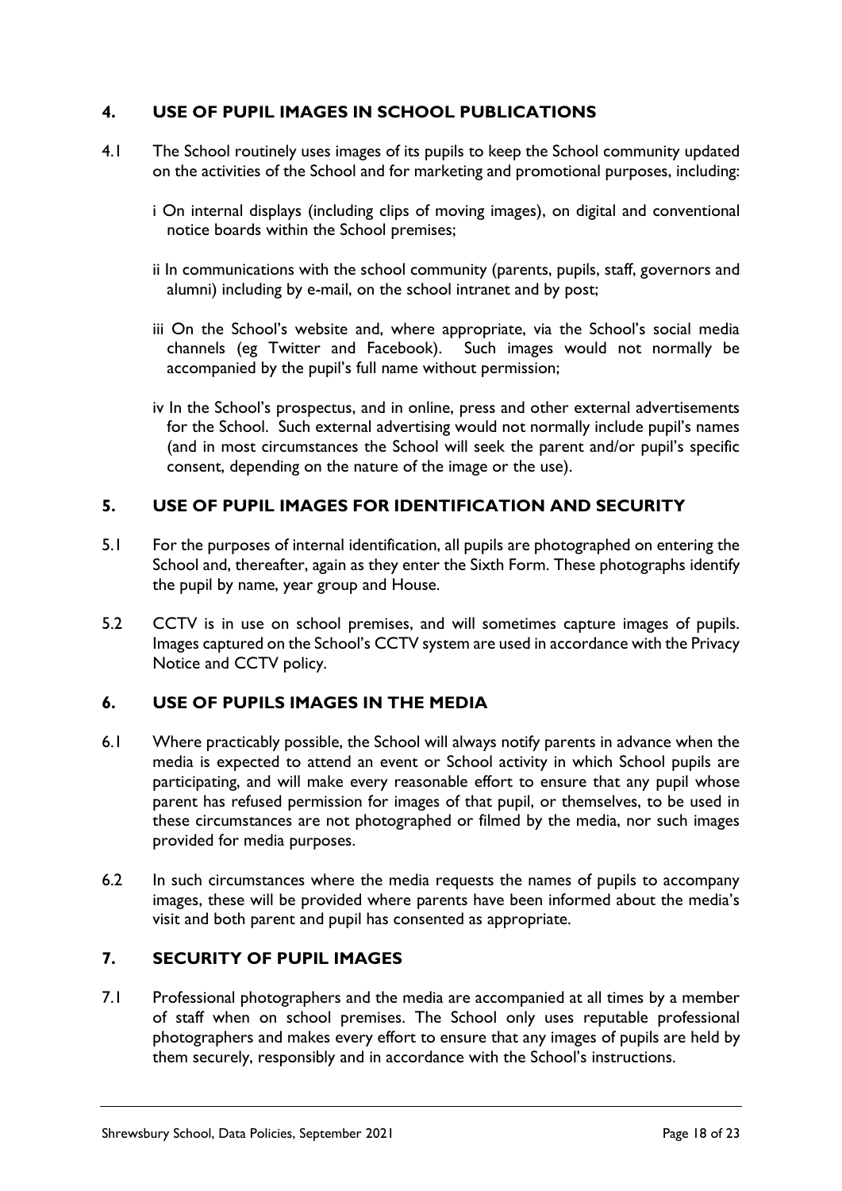## 4. USE OF PUPIL IMAGES IN SCHOOL PUBLICATIONS

4.1 The School routinely uses images of its pupils to keep the School community updated on the activities of the School and for marketing and promotional purposes, including:

i On internal displays (including clips of moving images), on digital and conventional notice boards within the School premises;

ii In communications with the school community (parents, pupils, staff, governors and alumni) including by e-mail, on the school intranet and by post;

iii On the School's website and, where appropriate, via the School's social media channels (eg Twitter and Facebook). Such images would not normally be accompanied by the pupil's full name without permission;

iv In the School's prospectus, and in online, press and other external advertisements for the School. Such external advertising would not normally include pupil's names (and in most circumstances the School will seek the parent and/or pupil's specific consent, depending on the nature of the image or the use).

## 5. USE OF PUPIL IMAGES FOR IDENTIFICATION AND SECURITY

5.1 For the purposes of internal identification, all pupils are photographed on entering the School and, thereafter, again as they enter the Sixth Form. These photographs identify the pupil by name, year group and House.

5.2 CCTV is in use on school premises, and will sometimes capture images of pupils. Images captured on the School's CCTV system are used in accordance with the Privacy Notice and CCTV policy.

## 6. USE OF PUPILS IMAGES IN THE MEDIA

6.1 Where practicably possible, the School will always notify parents in advance when the media is expected to attend an event or School activity in which School pupils are participating, and will make every reasonable effort to ensure that any pupil whose parent has refused permission for images of that pupil, or themselves, to be used in these circumstances are not photographed or filmed by the media, nor such images provided for media purposes.

6.2 In such circumstances where the media requests the names of pupils to accompany images, these will be provided where parents have been informed about the media's visit and both parent and pupil has consented as appropriate.

## 7. SECURITY OF PUPIL IMAGES

7.1 Professional photographers and the media are accompanied at all times by a member of staff when on school premises. The School only uses reputable professional photographers and makes every effort to ensure that any images of pupils are held by them securely, responsibly and in accordance with the School's instructions.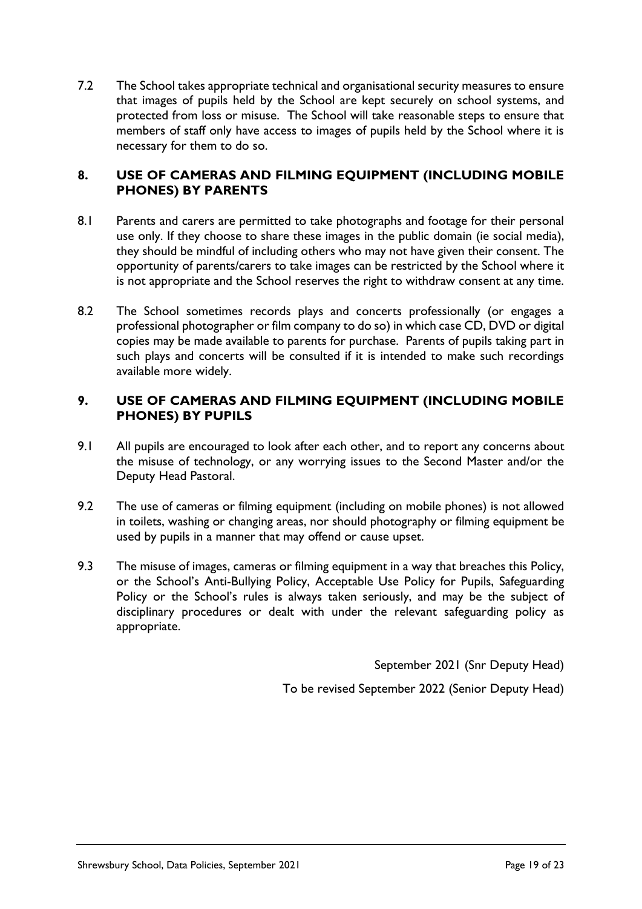7.2 The School takes appropriate technical and organisational security measures to ensure that images of pupils held by the School are kept securely on school systems, and protected from loss or misuse. The School will take reasonable steps to ensure that members of staff only have access to images of pupils held by the School where it is necessary for them to do so.

## 8. USE OF CAMERAS AND FILMING EQUIPMENT (INCLUDING MOBILE PHONES) BY PARENTS

8.1 Parents and carers are permitted to take photographs and footage for their personal use only. If they choose to share these images in the public domain (ie social media), they should be mindful of including others who may not have given their consent. The opportunity of parents/carers to take images can be restricted by the School where it is not appropriate and the School reserves the right to withdraw consent at any time.

8.2 The School sometimes records plays and concerts professionally (or engages a professional photographer or film company to do so) in which case CD, DVD or digital copies may be made available to parents for purchase. Parents of pupils taking part in such plays and concerts will be consulted if it is intended to make such recordings available more widely.

## 9. USE OF CAMERAS AND FILMING EQUIPMENT (INCLUDING MOBILE PHONES) BY PUPILS

9.1 All pupils are encouraged to look after each other, and to report any concerns about the misuse of technology, or any worrying issues to the Second Master and/or the Deputy Head Pastoral.

9.2 The use of cameras or filming equipment (including on mobile phones) is not allowed in toilets, washing or changing areas, nor should photography or filming equipment be used by pupils in a manner that may offend or cause upset.

9.3 The misuse of images, cameras or filming equipment in a way that breaches this Policy, or the School's Anti-Bullying Policy, Acceptable Use Policy for Pupils, Safeguarding Policy or the School's rules is always taken seriously, and may be the subject of disciplinary procedures or dealt with under the relevant safeguarding policy as appropriate.

September 2021 (Snr Deputy Head)

To be revised September 2022 (Senior Deputy Head)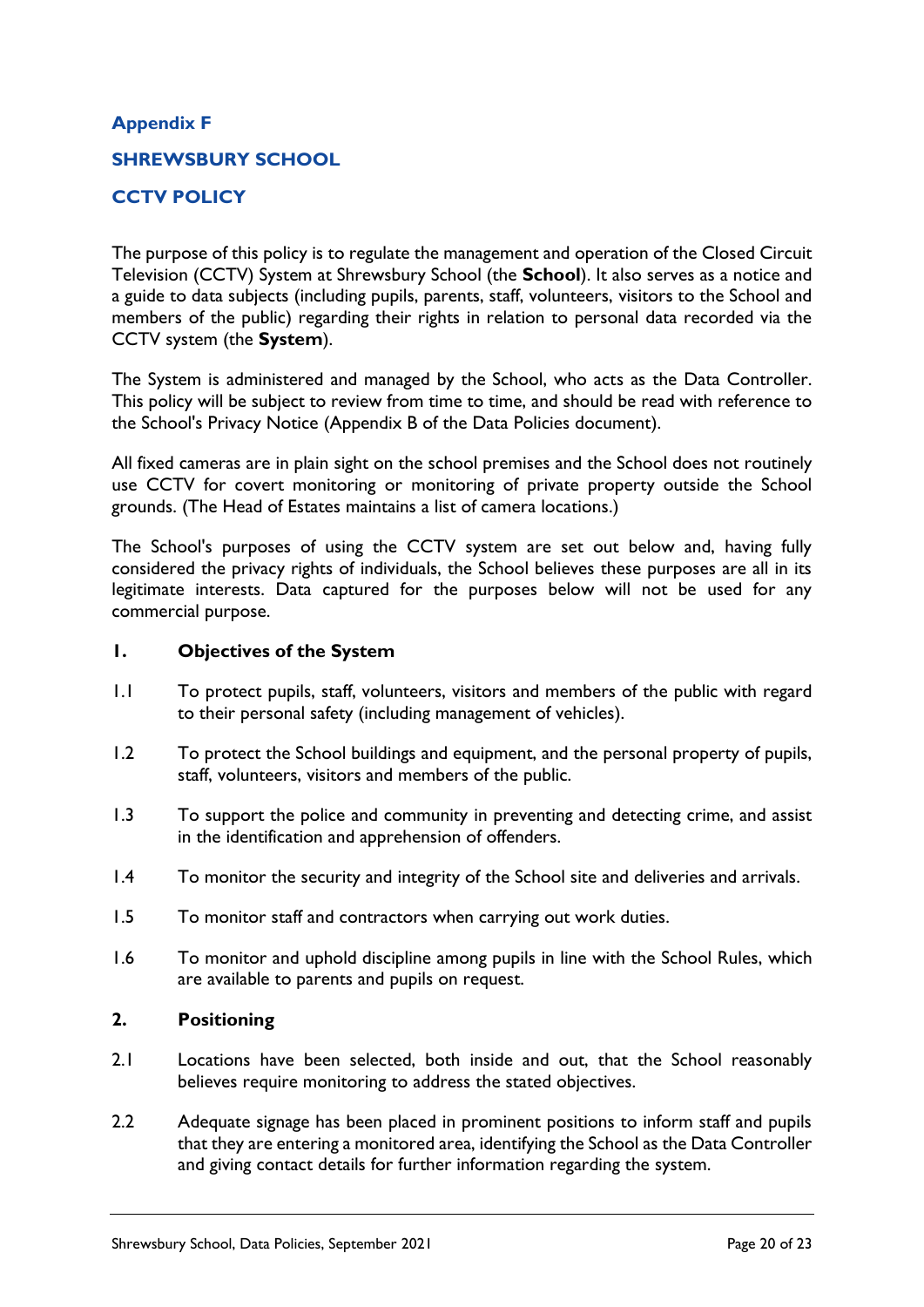## Appendix F

## SHREWSBURY SCHOOL

## CCTV POLICY

The purpose of this policy is to regulate the management and operation of the Closed Circuit Television (CCTV) System at Shrewsbury School (the **School**). It also serves as a notice and a guide to data subjects (including pupils, parents, staff, volunteers, visitors to the School and members of the public) regarding their rights in relation to personal data recorded via the CCTV system (the **System**).

The System is administered and managed by the School, who acts as the Data Controller. This policy will be subject to review from time to time, and should be read with reference to the School's Privacy Notice (Appendix B of the Data Policies document).

All fixed cameras are in plain sight on the school premises and the School does not routinely use CCTV for covert monitoring or monitoring of private property outside the School grounds. (The Head of Estates maintains a list of camera locations.)

The School's purposes of using the CCTV system are set out below and, having fully considered the privacy rights of individuals, the School believes these purposes are all in its legitimate interests. Data captured for the purposes below will not be used for any commercial purpose.

### 1. Objectives of the System

1.1 To protect pupils, staff, volunteers, visitors and members of the public with regard to their personal safety (including management of vehicles).

1.2 To protect the School buildings and equipment, and the personal property of pupils, staff, volunteers, visitors and members of the public.

1.3 To support the police and community in preventing and detecting crime, and assist in the identification and apprehension of offenders.

1.4 To monitor the security and integrity of the School site and deliveries and arrivals.

1.5 To monitor staff and contractors when carrying out work duties.

1.6 To monitor and uphold discipline among pupils in line with the School Rules, which are available to parents and pupils on request.

### 2. Positioning

2.1 Locations have been selected, both inside and out, that the School reasonably believes require monitoring to address the stated objectives.

2.2 Adequate signage has been placed in prominent positions to inform staff and pupils that they are entering a monitored area, identifying the School as the Data Controller and giving contact details for further information regarding the system.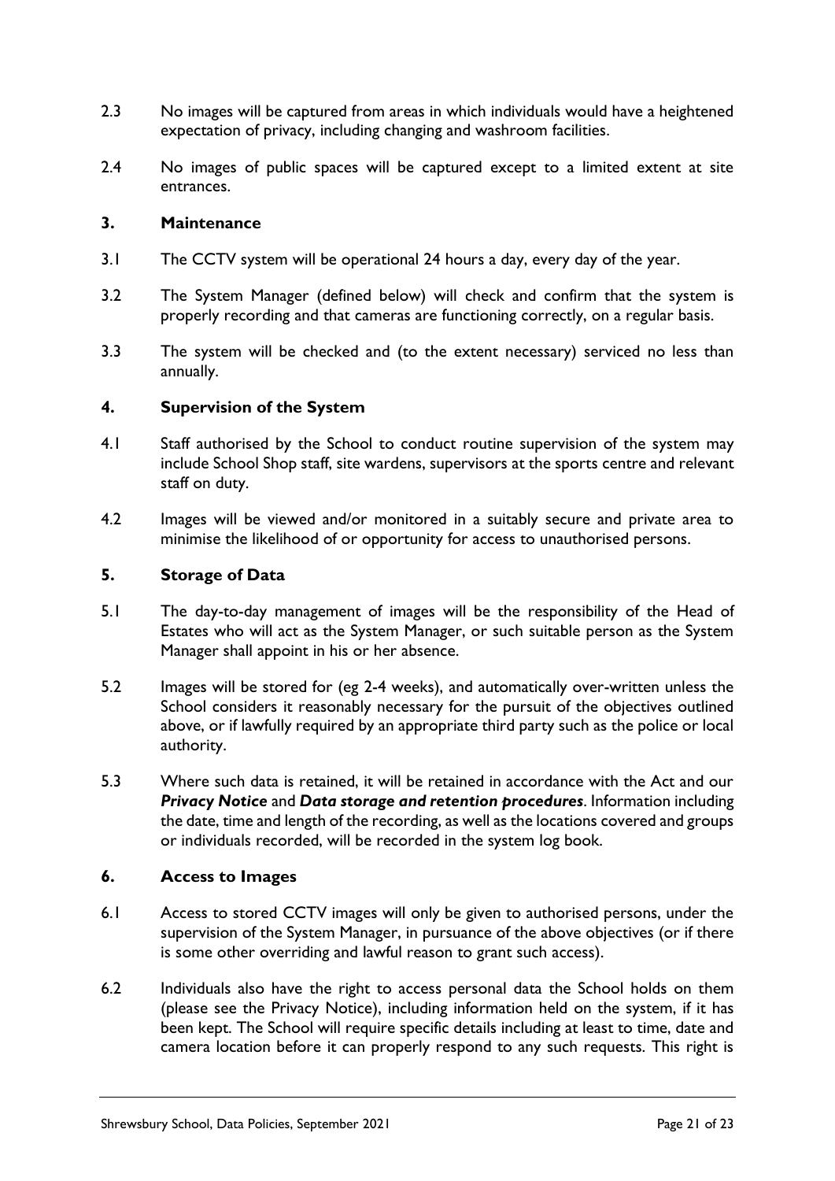2.3 No images will be captured from areas in which individuals would have a heightened expectation of privacy, including changing and washroom facilities.

2.4 No images of public spaces will be captured except to a limited extent at site entrances.

### 3. Maintenance

3.1 The CCTV system will be operational 24 hours a day, every day of the year.

3.2 The System Manager (defined below) will check and confirm that the system is properly recording and that cameras are functioning correctly, on a regular basis.

3.3 The system will be checked and (to the extent necessary) serviced no less than annually.

### 4. Supervision of the System

4.1 Staff authorised by the School to conduct routine supervision of the system may include School Shop staff, site wardens, supervisors at the sports centre and relevant staff on duty.

4.2 Images will be viewed and/or monitored in a suitably secure and private area to minimise the likelihood of or opportunity for access to unauthorised persons.

### 5. Storage of Data

5.1 The day-to-day management of images will be the responsibility of the Head of Estates who will act as the System Manager, or such suitable person as the System Manager shall appoint in his or her absence.

5.2 Images will be stored for (eg 2-4 weeks), and automatically over-written unless the School considers it reasonably necessary for the pursuit of the objectives outlined above, or if lawfully required by an appropriate third party such as the police or local authority.

5.3 Where such data is retained, it will be retained in accordance with the Act and our ***Privacy Notice*** and ***Data storage and retention procedures***. Information including the date, time and length of the recording, as well as the locations covered and groups or individuals recorded, will be recorded in the system log book.

### 6. Access to Images

6.1 Access to stored CCTV images will only be given to authorised persons, under the supervision of the System Manager, in pursuance of the above objectives (or if there is some other overriding and lawful reason to grant such access).

6.2 Individuals also have the right to access personal data the School holds on them (please see the Privacy Notice), including information held on the system, if it has been kept. The School will require specific details including at least to time, date and camera location before it can properly respond to any such requests. This right is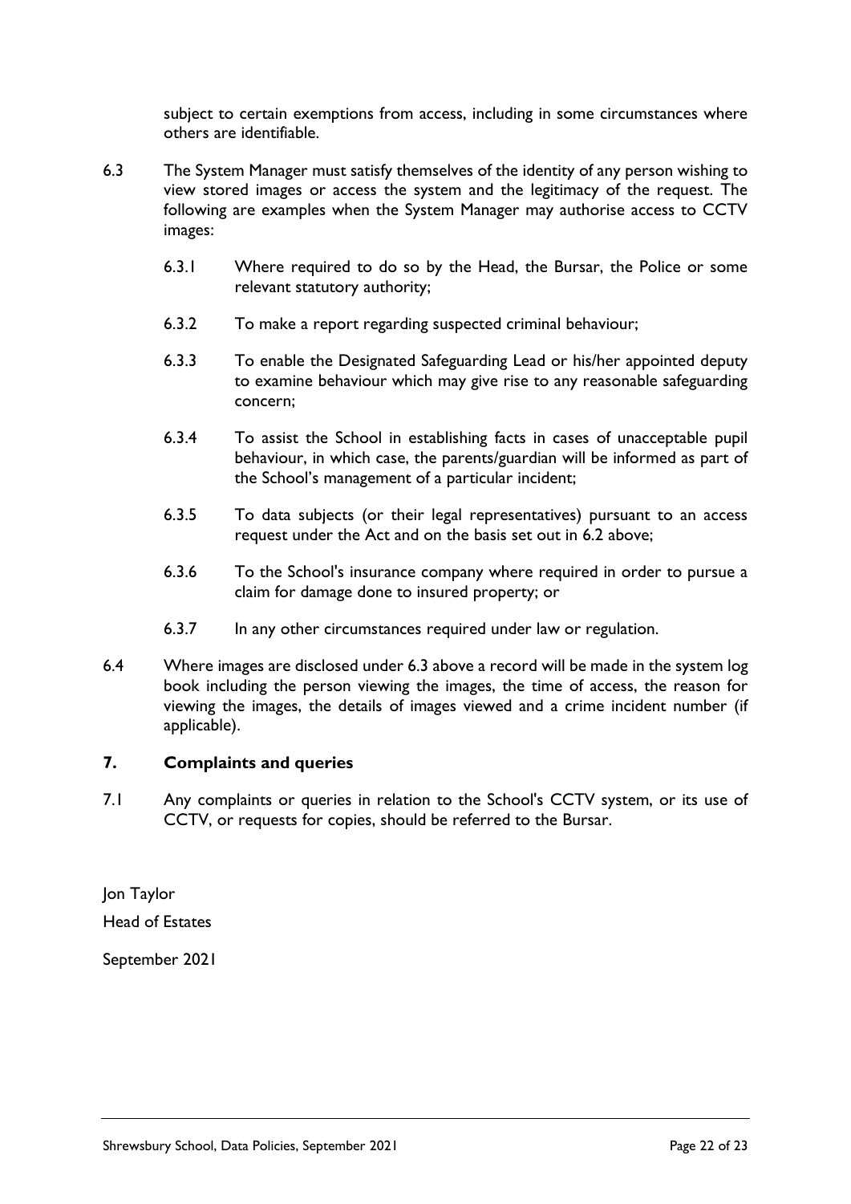subject to certain exemptions from access, including in some circumstances where others are identifiable.

6.3 The System Manager must satisfy themselves of the identity of any person wishing to view stored images or access the system and the legitimacy of the request. The following are examples when the System Manager may authorise access to CCTV images:

6.3.1 Where required to do so by the Head, the Bursar, the Police or some relevant statutory authority;

6.3.2 To make a report regarding suspected criminal behaviour;

6.3.3 To enable the Designated Safeguarding Lead or his/her appointed deputy to examine behaviour which may give rise to any reasonable safeguarding concern;

6.3.4 To assist the School in establishing facts in cases of unacceptable pupil behaviour, in which case, the parents/guardian will be informed as part of the School's management of a particular incident;

6.3.5 To data subjects (or their legal representatives) pursuant to an access request under the Act and on the basis set out in 6.2 above;

6.3.6 To the School's insurance company where required in order to pursue a claim for damage done to insured property; or

6.3.7 In any other circumstances required under law or regulation.

6.4 Where images are disclosed under 6.3 above a record will be made in the system log book including the person viewing the images, the time of access, the reason for viewing the images, the details of images viewed and a crime incident number (if applicable).

## 7. Complaints and queries

7.1 Any complaints or queries in relation to the School's CCTV system, or its use of CCTV, or requests for copies, should be referred to the Bursar.

Jon Taylor

Head of Estates

September 2021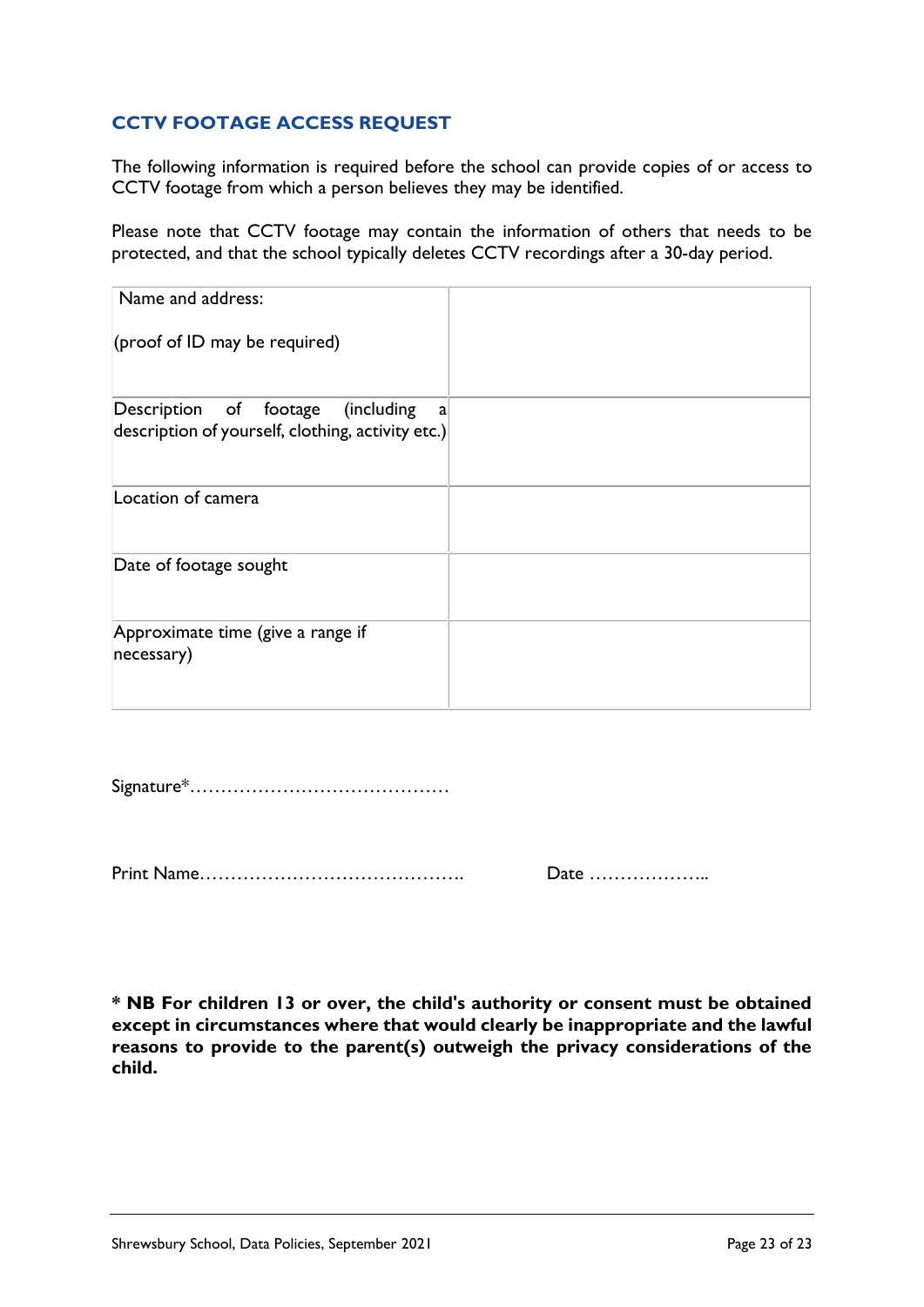## CCTV FOOTAGE ACCESS REQUEST

The following information is required before the school can provide copies of or access to CCTV footage from which a person believes they may be identified.

Please note that CCTV footage may contain the information of others that needs to be protected, and that the school typically deletes CCTV recordings after a 30-day period.

| | |
|---|---|
| Name and address:<br><br>(proof of ID may be required) | |
| Description of footage (including a description of yourself, clothing, activity etc.) | |
| Location of camera | |
| Date of footage sought | |
| Approximate time (give a range if necessary) | |

Signature*……………………………………

Print Name……………………………………. Date ………………..

**\* NB For children 13 or over, the child's authority or consent must be obtained except in circumstances where that would clearly be inappropriate and the lawful reasons to provide to the parent(s) outweigh the privacy considerations of the child.**